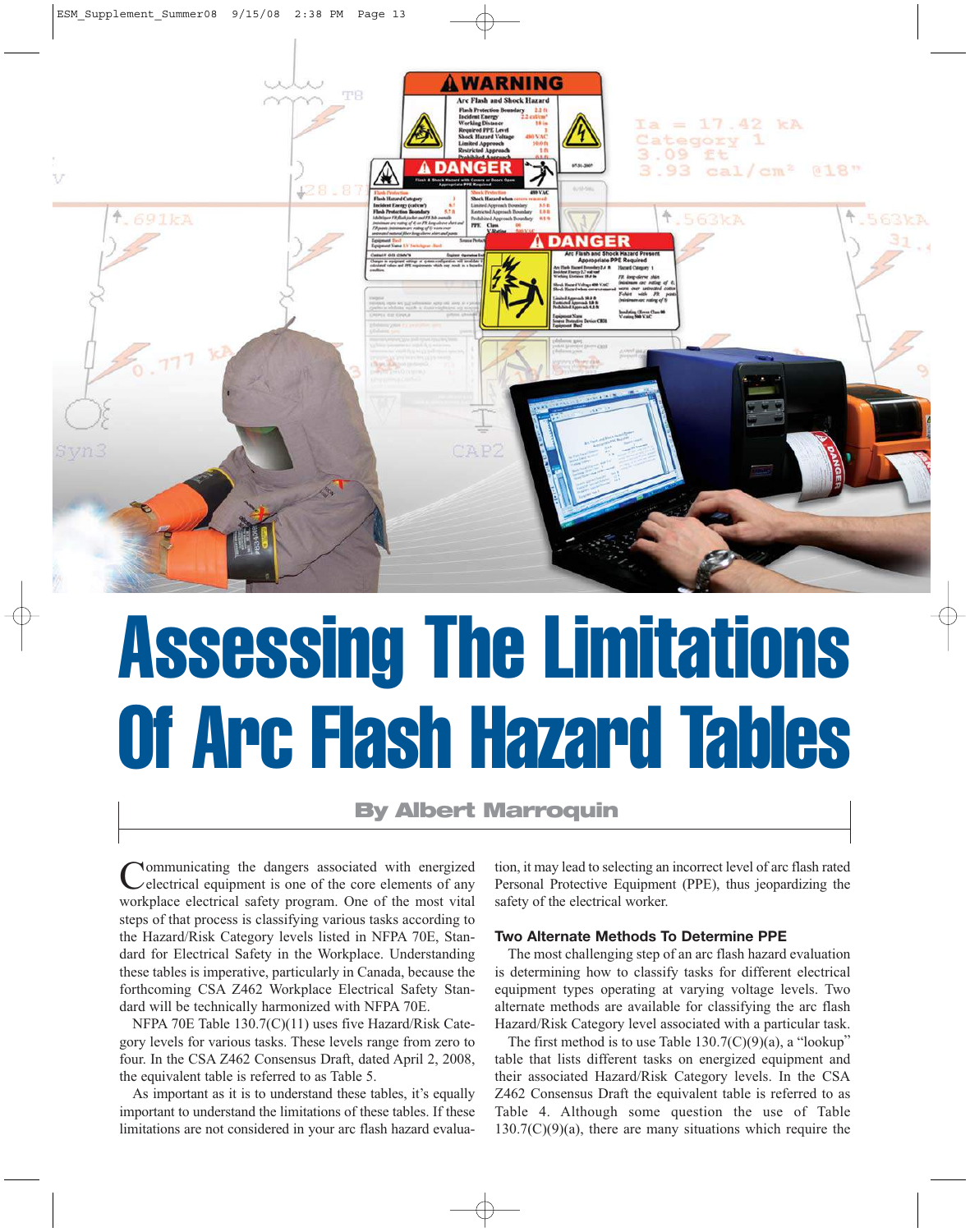# Assessing The Limitations Of Arc Flash Hazard Tables

**By Albert Marroquin**

Communicating the dangers associated with energized electrical equipment is one of the core elements of any workplace electrical safety program. One of the most vital steps of that process is classifying various tasks according to the Hazard/Risk Category levels listed in NFPA 70E, Standard for Electrical Safety in the Workplace. Understanding these tables is imperative, particularly in Canada, because the forthcoming CSA Z462 Workplace Electrical Safety Standard will be technically harmonized with NFPA 70E.

NFPA 70E Table 130.7(C)(11) uses five Hazard/Risk Category levels for various tasks. These levels range from zero to four. In the CSA Z462 Consensus Draft, dated April 2, 2008, the equivalent table is referred to as Table 5.

As important as it is to understand these tables, it's equally important to understand the limitations of these tables. If these limitations are not considered in your arc flash hazard evaluation, it may lead to selecting an incorrect level of arc flash rated Personal Protective Equipment (PPE), thus jeopardizing the safety of the electrical worker.

### Two Alternate Methods To Determine PPE

The most challenging step of an arc flash hazard evaluation is determining how to classify tasks for different electrical equipment types operating at varying voltage levels. Two alternate methods are available for classifying the arc flash Hazard/Risk Category level associated with a particular task.

The first method is to use Table 130.7(C)(9)(a), a "lookup" table that lists different tasks on energized equipment and their associated Hazard/Risk Category levels. In the CSA Z462 Consensus Draft the equivalent table is referred to as Table 4. Although some question the use of Table 130.7(C)(9)(a), there are many situations which require the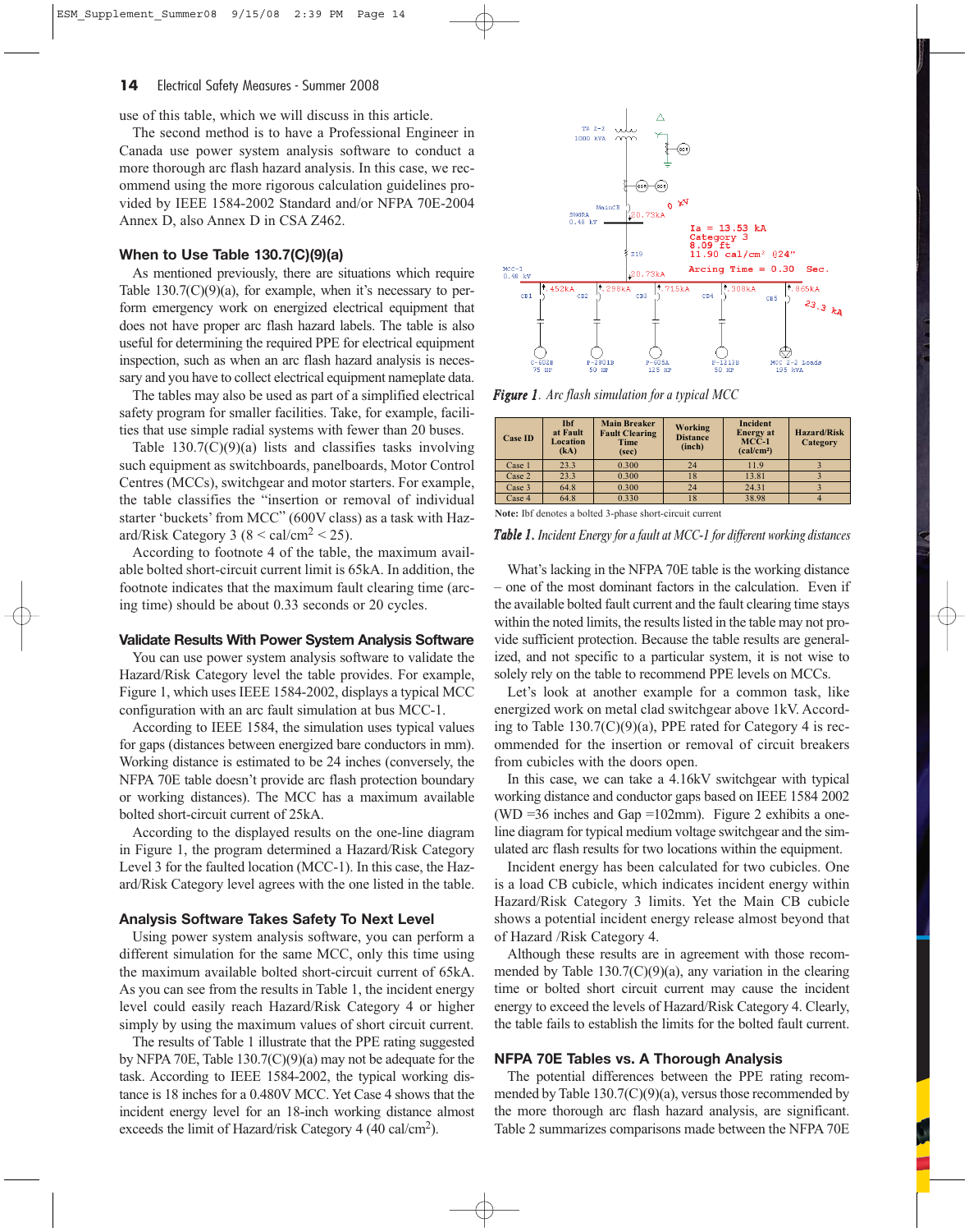use of this table, which we will discuss in this article.

The second method is to have a Professional Engineer in Canada use power system analysis software to conduct a more thorough arc flash hazard analysis. In this case, we recommend using the more rigorous calculation guidelines provided by IEEE 1584-2002 Standard and/or NFPA 70E-2004 Annex D, also Annex D in CSA Z462.

### When to Use Table 130.7(C)(9)(a)

As mentioned previously, there are situations which require Table 130.7(C)(9)(a), for example, when it's necessary to perform emergency work on energized electrical equipment that does not have proper arc flash hazard labels. The table is also useful for determining the required PPE for electrical equipment inspection, such as when an arc flash hazard analysis is necessary and you have to collect electrical equipment nameplate data.

The tables may also be used as part of a simplified electrical safety program for smaller facilities. Take, for example, facilities that use simple radial systems with fewer than 20 buses.

Table 130.7(C)(9)(a) lists and classifies tasks involving such equipment as switchboards, panelboards, Motor Control Centres (MCCs), switchgear and motor starters. For example, the table classifies the "insertion or removal of individual starter 'buckets' from MCC" (600V class) as a task with Hazard/Risk Category 3 (8 < cal/cm$^2$ < 25).

According to footnote 4 of the table, the maximum available bolted short-circuit current limit is 65kA. In addition, the footnote indicates that the maximum fault clearing time (arcing time) should be about 0.33 seconds or 20 cycles.

### Validate Results With Power System Analysis Software

You can use power system analysis software to validate the Hazard/Risk Category level the table provides. For example, Figure 1, which uses IEEE 1584-2002, displays a typical MCC configuration with an arc fault simulation at bus MCC-1.

According to IEEE 1584, the simulation uses typical values for gaps (distances between energized bare conductors in mm). Working distance is estimated to be 24 inches (conversely, the NFPA 70E table doesn't provide arc flash protection boundary or working distances). The MCC has a maximum available bolted short-circuit current of 25kA.

According to the displayed results on the one-line diagram in Figure 1, the program determined a Hazard/Risk Category Level 3 for the faulted location (MCC-1). In this case, the Hazard/Risk Category level agrees with the one listed in the table.

### Analysis Software Takes Safety To Next Level

Using power system analysis software, you can perform a different simulation for the same MCC, only this time using the maximum available bolted short-circuit current of 65kA. As you can see from the results in Table 1, the incident energy level could easily reach Hazard/Risk Category 4 or higher simply by using the maximum values of short circuit current.

The results of Table 1 illustrate that the PPE rating suggested by NFPA 70E, Table 130.7(C)(9)(a) may not be adequate for the task. According to IEEE 1584-2002, the typical working distance is 18 inches for a 0.480V MCC. Yet Case 4 shows that the incident energy level for an 18-inch working distance almost exceeds the limit of Hazard/risk Category 4 (40 cal/cm$^2$).

*Figure 1. Arc flash simulation for a typical MCC*

| Case ID | Ibf at Fault Location (kA) | Main Breaker Fault Clearing Time (sec) | Working Distance (inch) | Incident Energy at MCC-1 (cal/cm$^2$) | Hazard/Risk Category |
|---|---|---|---|---|---|
| Case 1 | 23.3 | 0.300 | 24 | 11.9 | 3 |
| Case 2 | 23.3 | 0.300 | 18 | 13.81 | 3 |
| Case 3 | 64.8 | 0.300 | 24 | 24.31 | 3 |
| Case 4 | 64.8 | 0.330 | 18 | 38.98 | 4 |

**Note:** Ibf denotes a bolted 3-phase short-circuit current

*Table 1. Incident Energy for a fault at MCC-1 for different working distances*

What's lacking in the NFPA 70E table is the working distance – one of the most dominant factors in the calculation. Even if the available bolted fault current and the fault clearing time stays within the noted limits, the results listed in the table may not provide sufficient protection. Because the table results are generalized, and not specific to a particular system, it is not wise to solely rely on the table to recommend PPE levels on MCCs.

Let's look at another example for a common task, like energized work on metal clad switchgear above 1kV. According to Table 130.7(C)(9)(a), PPE rated for Category 4 is recommended for the insertion or removal of circuit breakers from cubicles with the doors open.

In this case, we can take a 4.16kV switchgear with typical working distance and conductor gaps based on IEEE 1584 2002 (WD =36 inches and Gap =102mm). Figure 2 exhibits a one-line diagram for typical medium voltage switchgear and the simulated arc flash results for two locations within the equipment.

Incident energy has been calculated for two cubicles. One is a load CB cubicle, which indicates incident energy within Hazard/Risk Category 3 limits. Yet the Main CB cubicle shows a potential incident energy release almost beyond that of Hazard /Risk Category 4.

Although these results are in agreement with those recommended by Table 130.7(C)(9)(a), any variation in the clearing time or bolted short circuit current may cause the incident energy to exceed the levels of Hazard/Risk Category 4. Clearly, the table fails to establish the limits for the bolted fault current.

### NFPA 70E Tables vs. A Thorough Analysis

The potential differences between the PPE rating recommended by Table 130.7(C)(9)(a), versus those recommended by the more thorough arc flash hazard analysis, are significant. Table 2 summarizes comparisons made between the NFPA 70E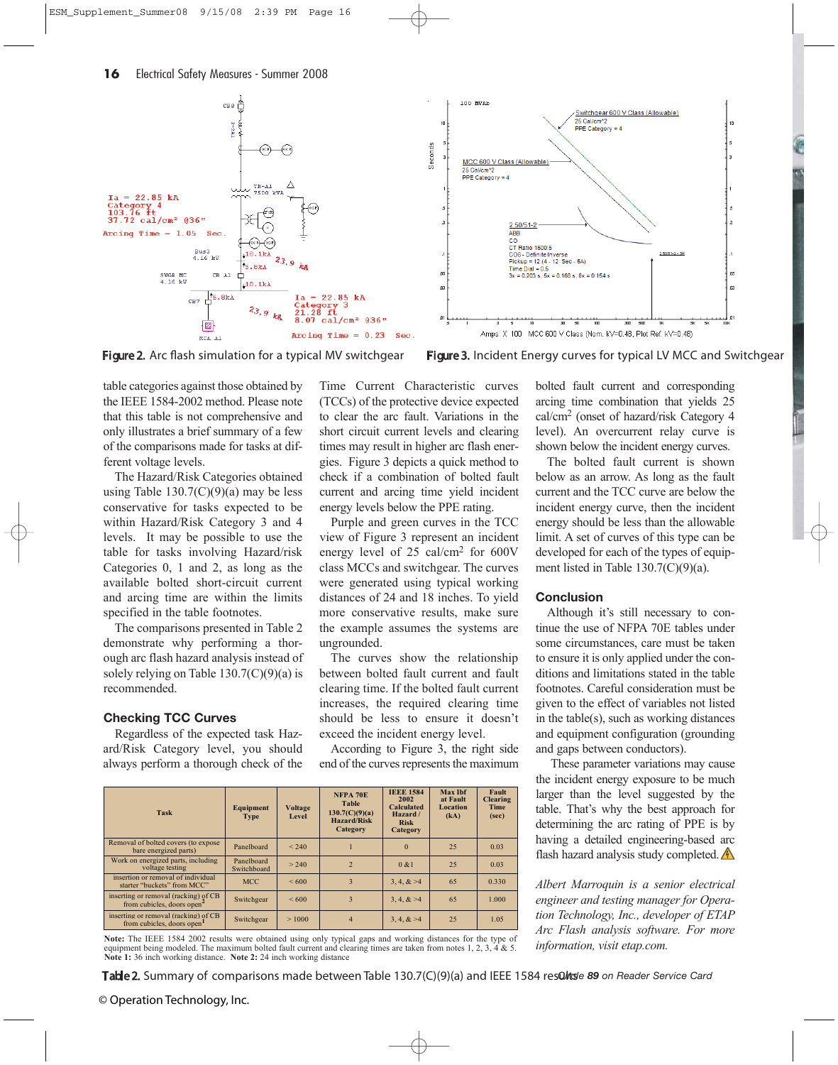Figure 2. Arc flash simulation for a typical MV switchgear

Figure 3. Incident Energy curves for typical LV MCC and Switchgear

table categories against those obtained by the IEEE 1584-2002 method. Please note that this table is not comprehensive and only illustrates a brief summary of a few of the comparisons made for tasks at different voltage levels.

The Hazard/Risk Categories obtained using Table 130.7(C)(9)(a) may be less conservative for tasks expected to be within Hazard/Risk Category 3 and 4 levels. It may be possible to use the table for tasks involving Hazard/risk Categories 0, 1 and 2, as long as the available bolted short-circuit current and arcing time are within the limits specified in the table footnotes.

The comparisons presented in Table 2 demonstrate why performing a thorough arc flash hazard analysis instead of solely relying on Table 130.7(C)(9)(a) is recommended.

## Checking TCC Curves

Regardless of the expected task Hazard/Risk Category level, you should always perform a thorough check of the Time Current Characteristic curves (TCCs) of the protective device expected to clear the arc fault. Variations in the short circuit current levels and clearing times may result in higher arc flash energies. Figure 3 depicts a quick method to check if a combination of bolted fault current and arcing time yield incident energy levels below the PPE rating.

Purple and green curves in the TCC view of Figure 3 represent an incident energy level of 25 cal/cm$^2$ for 600V class MCCs and switchgear. The curves were generated using typical working distances of 24 and 18 inches. To yield more conservative results, make sure the example assumes the systems are ungrounded.

The curves show the relationship between bolted fault current and fault clearing time. If the bolted fault current increases, the required clearing time should be less to ensure it doesn't exceed the incident energy level.

According to Figure 3, the right side end of the curves represents the maximum bolted fault current and corresponding arcing time combination that yields 25 cal/cm$^2$ (onset of hazard/risk Category 4 level). An overcurrent relay curve is shown below the incident energy curves.

The bolted fault current is shown below as an arrow. As long as the fault current and the TCC curve are below the incident energy curve, then the incident energy should be less than the allowable limit. A set of curves of this type can be developed for each of the types of equipment listed in Table 130.7(C)(9)(a).

## Conclusion

Although it's still necessary to continue the use of NFPA 70E tables under some circumstances, care must be taken to ensure it is only applied under the conditions and limitations stated in the table footnotes. Careful consideration must be given to the effect of variables not listed in the table(s), such as working distances and equipment configuration (grounding and gaps between conductors).

These parameter variations may cause the incident energy exposure to be much larger than the level suggested by the table. That's why the best approach for determining the arc rating of PPE is by having a detailed engineering-based arc flash hazard analysis study completed.

| Task | Equipment Type | Voltage Level | NFPA 70E Table 130.7(C)(9)(a) Hazard/Risk Category | IEEE 1584 2002 Calculated Hazard / Risk Category | Max Ibf at Fault Location (kA) | Fault Clearing Time (sec) |
|---|---|---|---|---|---|---|
| Removal of bolted covers (to expose bare energized parts) | Panelboard | < 240 | 1 | 0 | 25 | 0.03 |
| Work on energized parts, including voltage testing | Panelboard Switchboard | > 240 | 2 | 0 & 1 | 25 | 0.03 |
| insertion or removal of individual starter "buckets" from MCC[2] | MCC | < 600 | 3 | 3, 4, & >4 | 65 | 0.330 |
| inserting or removal (racking) of CB from cubicles, doors open[2] | Switchgear | < 600 | 3 | 3, 4, & >4 | 65 | 1.000 |
| inserting or removal (racking) of CB from cubicles, doors open[1] | Switchgear | > 1000 | 4 | 3, 4, & >4 | 25 | 1.05 |

**Note:** The IEEE 1584 2002 results were obtained using only typical gaps and working distances for the type of equipment being modeled. The maximum bolted fault current and clearing times are taken from notes 1, 2, 3, 4 & 5. **Note 1:** 36 inch working distance. **Note 2:** 24 inch working distance

Table 2. Summary of comparisons made between Table 130.7(C)(9)(a) and IEEE 1584 results

*Albert Marroquin is a senior electrical engineer and testing manager for Operation Technology, Inc., developer of ETAP Arc Flash analysis software. For more information, visit etap.com.*

*Circle **89** on Reader Service Card*

© Operation Technology, Inc.